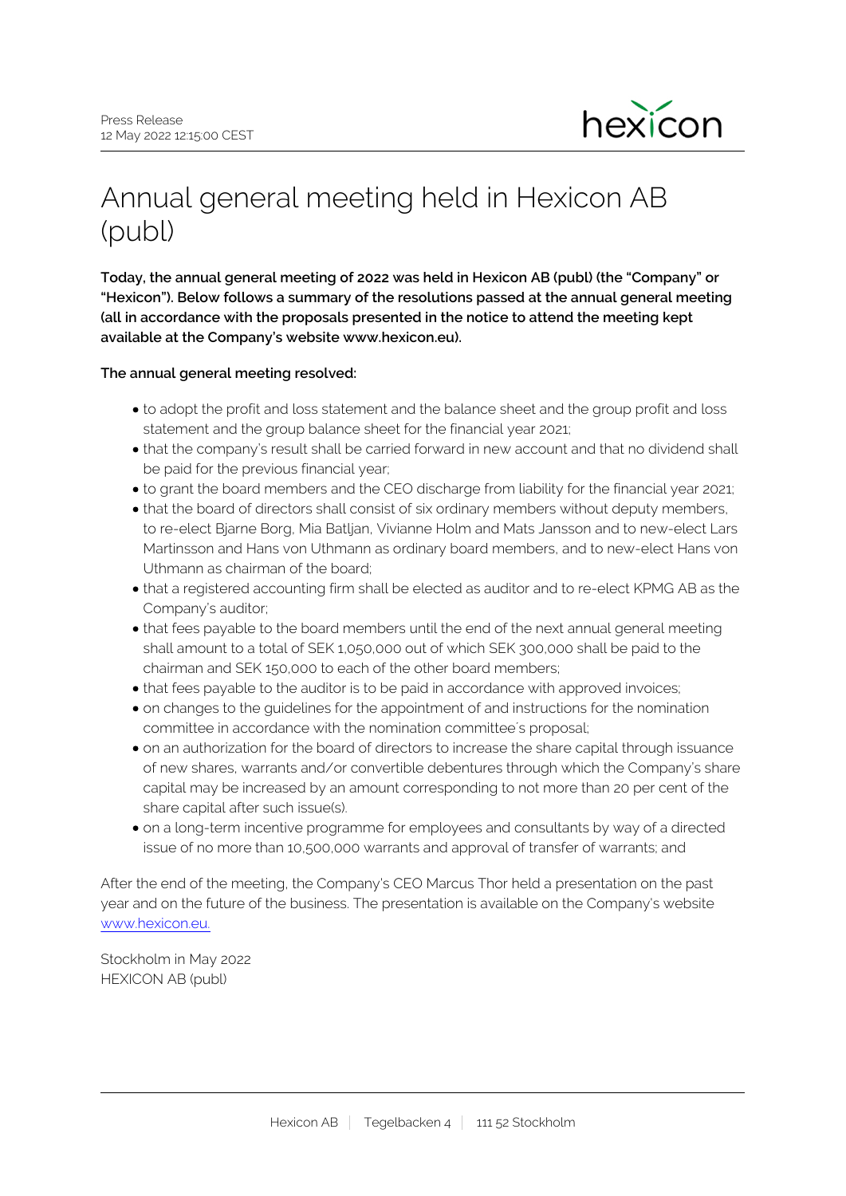Press Release
12 May 2022 12:15:00 CEST

# Annual general meeting held in Hexicon AB (publ)

**Today, the annual general meeting of 2022 was held in Hexicon AB (publ) (the "Company" or "Hexicon"). Below follows a summary of the resolutions passed at the annual general meeting (all in accordance with the proposals presented in the notice to attend the meeting kept available at the Company's website www.hexicon.eu).**

**The annual general meeting resolved:**

- to adopt the profit and loss statement and the balance sheet and the group profit and loss statement and the group balance sheet for the financial year 2021;
- that the company's result shall be carried forward in new account and that no dividend shall be paid for the previous financial year;
- to grant the board members and the CEO discharge from liability for the financial year 2021;
- that the board of directors shall consist of six ordinary members without deputy members, to re-elect Bjarne Borg, Mia Batljan, Vivianne Holm and Mats Jansson and to new-elect Lars Martinsson and Hans von Uthmann as ordinary board members, and to new-elect Hans von Uthmann as chairman of the board;
- that a registered accounting firm shall be elected as auditor and to re-elect KPMG AB as the Company's auditor;
- that fees payable to the board members until the end of the next annual general meeting shall amount to a total of SEK 1,050,000 out of which SEK 300,000 shall be paid to the chairman and SEK 150,000 to each of the other board members;
- that fees payable to the auditor is to be paid in accordance with approved invoices;
- on changes to the guidelines for the appointment of and instructions for the nomination committee in accordance with the nomination committee´s proposal;
- on an authorization for the board of directors to increase the share capital through issuance of new shares, warrants and/or convertible debentures through which the Company's share capital may be increased by an amount corresponding to not more than 20 per cent of the share capital after such issue(s).
- on a long-term incentive programme for employees and consultants by way of a directed issue of no more than 10,500,000 warrants and approval of transfer of warrants; and

After the end of the meeting, the Company's CEO Marcus Thor held a presentation on the past year and on the future of the business. The presentation is available on the Company's website www.hexicon.eu.

Stockholm in May 2022
HEXICON AB (publ)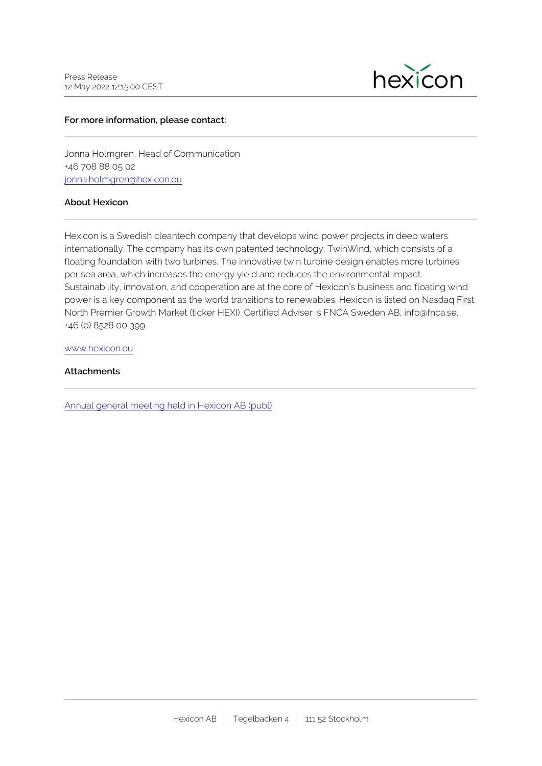Press Release
12 May 2022 12:15:00 CEST

**For more information, please contact:**

Jonna Holmgren, Head of Communication
+46 708 88 05 02
jonna.holmgren@hexicon.eu

**About Hexicon**

Hexicon is a Swedish cleantech company that develops wind power projects in deep waters internationally. The company has its own patented technology; TwinWind, which consists of a floating foundation with two turbines. The innovative twin turbine design enables more turbines per sea area, which increases the energy yield and reduces the environmental impact. Sustainability, innovation, and cooperation are at the core of Hexicon's business and floating wind power is a key component as the world transitions to renewables. Hexicon is listed on Nasdaq First North Premier Growth Market (ticker HEXI). Certified Adviser is FNCA Sweden AB, info@fnca.se, +46 (0) 8528 00 399.

www.hexicon.eu

**Attachments**

Annual general meeting held in Hexicon AB (publ)

Hexicon AB | Tegelbacken 4 | 111 52 Stockholm